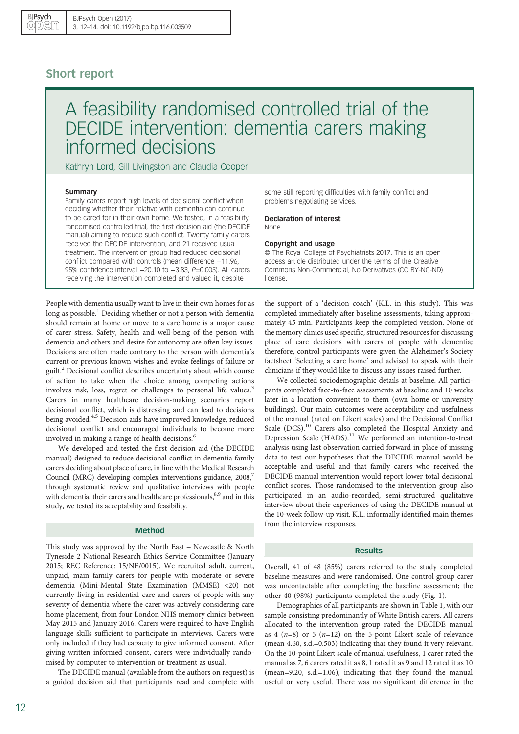## Short report

# A feasibility randomised controlled trial of the DECIDE intervention: dementia carers making informed decisions

Kathryn Lord, Gill Livingston and Claudia Cooper

### Summary

Family carers report high levels of decisional conflict when deciding whether their relative with dementia can continue to be cared for in their own home. We tested, in a feasibility randomised controlled trial, the first decision aid (the DECIDE manual) aiming to reduce such conflict. Twenty family carers received the DECIDE intervention, and 21 received usual treatment. The intervention group had reduced decisional conflict compared with controls (mean difference −11.96, 95% confidence interval −20.10 to −3.83, P=0.005). All carers receiving the intervention completed and valued it, despite some still reporting difficulties with family conflict and problems negotiating services.

### Declaration of interest

None.

### Copyright and usage

© The Royal College of Psychiatrists 2017. This is an open access article distributed under the terms of the Creative Commons Non-Commercial, No Derivatives (CC BY-NC-ND) license.

People with dementia usually want to live in their own homes for as long as possible.[1] Deciding whether or not a person with dementia should remain at home or move to a care home is a major cause of carer stress. Safety, health and well-being of the person with dementia and others and desire for autonomy are often key issues. Decisions are often made contrary to the person with dementia's current or previous known wishes and evoke feelings of failure or guilt.[2] Decisional conflict describes uncertainty about which course of action to take when the choice among competing actions involves risk, loss, regret or challenges to personal life values.[3] Carers in many healthcare decision-making scenarios report decisional conflict, which is distressing and can lead to decisions being avoided.[4,5] Decision aids have improved knowledge, reduced decisional conflict and encouraged individuals to become more involved in making a range of health decisions.[6]

We developed and tested the first decision aid (the DECIDE manual) designed to reduce decisional conflict in dementia family carers deciding about place of care, in line with the Medical Research Council (MRC) developing complex interventions guidance, 2008,[7] through systematic review and qualitative interviews with people with dementia, their carers and healthcare professionals,[8,9] and in this study, we tested its acceptability and feasibility.

## Method

This study was approved by the North East – Newcastle & North Tyneside 2 National Research Ethics Service Committee (January 2015; REC Reference: 15/NE/0015). We recruited adult, current, unpaid, main family carers for people with moderate or severe dementia (Mini-Mental State Examination (MMSE) <20) not currently living in residential care and carers of people with any severity of dementia where the carer was actively considering care home placement, from four London NHS memory clinics between May 2015 and January 2016. Carers were required to have English language skills sufficient to participate in interviews. Carers were only included if they had capacity to give informed consent. After giving written informed consent, carers were individually randomised by computer to intervention or treatment as usual.

The DECIDE manual (available from the authors on request) is a guided decision aid that participants read and complete with the support of a 'decision coach' (K.L. in this study). This was completed immediately after baseline assessments, taking approximately 45 min. Participants keep the completed version. None of the memory clinics used specific, structured resources for discussing place of care decisions with carers of people with dementia; therefore, control participants were given the Alzheimer's Society factsheet 'Selecting a care home' and advised to speak with their clinicians if they would like to discuss any issues raised further.

We collected sociodemographic details at baseline. All participants completed face-to-face assessments at baseline and 10 weeks later in a location convenient to them (own home or university buildings). Our main outcomes were acceptability and usefulness of the manual (rated on Likert scales) and the Decisional Conflict Scale (DCS).[10] Carers also completed the Hospital Anxiety and Depression Scale (HADS).[11] We performed an intention-to-treat analysis using last observation carried forward in place of missing data to test our hypotheses that the DECIDE manual would be acceptable and useful and that family carers who received the DECIDE manual intervention would report lower total decisional conflict scores. Those randomised to the intervention group also participated in an audio-recorded, semi-structured qualitative interview about their experiences of using the DECIDE manual at the 10-week follow-up visit. K.L. informally identified main themes from the interview responses.

## Results

Overall, 41 of 48 (85%) carers referred to the study completed baseline measures and were randomised. One control group carer was uncontactable after completing the baseline assessment; the other 40 (98%) participants completed the study (Fig. 1).

Demographics of all participants are shown in Table 1, with our sample consisting predominantly of White British carers. All carers allocated to the intervention group rated the DECIDE manual as 4 (n=8) or 5 (n=12) on the 5-point Likert scale of relevance (mean 4.60, s.d.=0.503) indicating that they found it very relevant. On the 10-point Likert scale of manual usefulness, 1 carer rated the manual as 7, 6 carers rated it as 8, 1 rated it as 9 and 12 rated it as 10 (mean=9.20, s.d.=1.06), indicating that they found the manual useful or very useful. There was no significant difference in the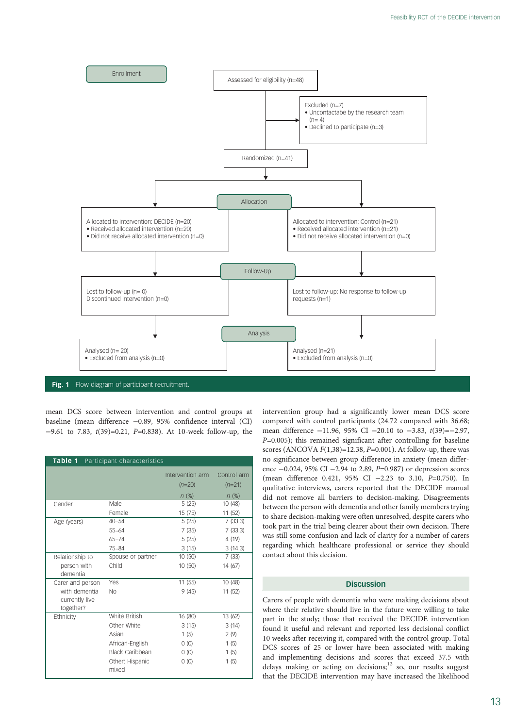Enrollment

Assessed for eligibility (n=48)

Excluded (n=7)
- Uncontactabe by the research team (n= 4)
- Declined to participate (n=3)

Randomized (n=41)

Allocation

Allocated to intervention: DECIDE (n=20)
- Received allocated intervention (n=20)
- Did not receive allocated intervention (n=0)

Allocated to intervention: Control (n=21)
- Received allocated intervention (n=21)
- Did not receive allocated intervention (n=0)

Follow-Up

Lost to follow-up (n= 0)
Discontinued intervention (n=0)

Lost to follow-up: No response to follow-up requests (n=1)

Analysis

Analysed (n= 20)
- Excluded from analysis (n=0)

Analysed (n=21)
- Excluded from analysis (n=0)

**Fig. 1** Flow diagram of participant recruitment.

mean DCS score between intervention and control groups at baseline (mean difference −0.89, 95% confidence interval (CI) −9.61 to 7.83, $t(39)=0.21$, $P=0.838$). At 10-week follow-up, the intervention group had a significantly lower mean DCS score compared with control participants (24.72 compared with 36.68; mean difference −11.96, 95% CI −20.10 to −3.83, $t(39)=-2.97$, $P=0.005$); this remained significant after controlling for baseline scores (ANCOVA $F(1,38)=12.38$, $P=0.001$). At follow-up, there was no significance between group difference in anxiety (mean difference −0.024, 95% CI −2.94 to 2.89, $P=0.987$) or depression scores (mean difference 0.421, 95% CI −2.23 to 3.10, $P=0.750$). In qualitative interviews, carers reported that the DECIDE manual did not remove all barriers to decision-making. Disagreements between the person with dementia and other family members trying to share decision-making were often unresolved, despite carers who took part in the trial being clearer about their own decision. There was still some confusion and lack of clarity for a number of carers regarding which healthcare professional or service they should contact about this decision.

**Table 1** Participant characteristics

| | | Intervention arm (n=20) | Control arm (n=21) |
|---|---|---|---|
| | | n (%) | n (%) |
| Gender | Male | 5 (25) | 10 (48) |
| | Female | 15 (75) | 11 (52) |
| Age (years) | 40–54 | 5 (25) | 7 (33.3) |
| | 55–64 | 7 (35) | 7 (33.3) |
| | 65–74 | 5 (25) | 4 (19) |
| | 75–84 | 3 (15) | 3 (14.3) |
| Relationship to person with dementia | Spouse or partner | 10 (50) | 7 (33) |
| | Child | 10 (50) | 14 (67) |
| Carer and person with dementia currently live together? | Yes | 11 (55) | 10 (48) |
| | No | 9 (45) | 11 (52) |
| Ethnicity | White British | 16 (80) | 13 (62) |
| | Other White | 3 (15) | 3 (14) |
| | Asian | 1 (5) | 2 (9) |
| | African-English | 0 (0) | 1 (5) |
| | Black Caribbean | 0 (0) | 1 (5) |
| | Other: Hispanic mixed | 0 (0) | 1 (5) |

## Discussion

Carers of people with dementia who were making decisions about where their relative should live in the future were willing to take part in the study; those that received the DECIDE intervention found it useful and relevant and reported less decisional conflict 10 weeks after receiving it, compared with the control group. Total DCS scores of 25 or lower have been associated with making and implementing decisions and scores that exceed 37.5 with delays making or acting on decisions;[12] so, our results suggest that the DECIDE intervention may have increased the likelihood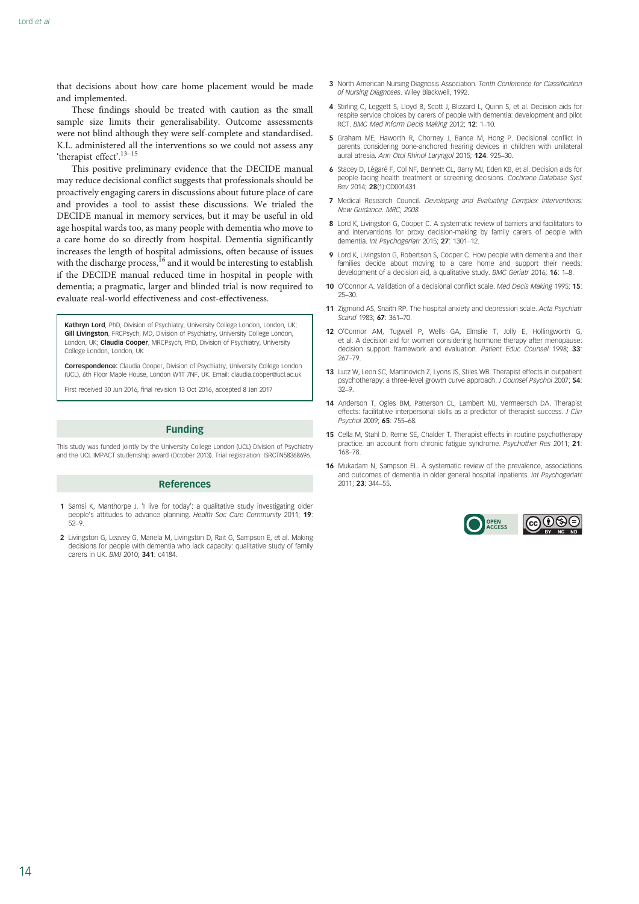that decisions about how care home placement would be made and implemented.

These findings should be treated with caution as the small sample size limits their generalisability. Outcome assessments were not blind although they were self-complete and standardised. K.L. administered all the interventions so we could not assess any 'therapist effect'.[13–15]

This positive preliminary evidence that the DECIDE manual may reduce decisional conflict suggests that professionals should be proactively engaging carers in discussions about future place of care and provides a tool to assist these discussions. We trialed the DECIDE manual in memory services, but it may be useful in old age hospital wards too, as many people with dementia who move to a care home do so directly from hospital. Dementia significantly increases the length of hospital admissions, often because of issues with the discharge process,[16] and it would be interesting to establish if the DECIDE manual reduced time in hospital in people with dementia; a pragmatic, larger and blinded trial is now required to evaluate real-world effectiveness and cost-effectiveness.

**Kathryn Lord**, PhD, Division of Psychiatry, University College London, London, UK; **Gill Livingston**, FRCPsych, MD, Division of Psychiatry, University College London, London, UK; **Claudia Cooper**, MRCPsych, PhD, Division of Psychiatry, University College London, London, UK

**Correspondence:** Claudia Cooper, Division of Psychiatry, University College London (UCL), 6th Floor Maple House, London W1T 7NF, UK. Email: claudia.cooper@ucl.ac.uk

First received 30 Jun 2016, final revision 13 Oct 2016, accepted 8 Jan 2017

## Funding

This study was funded jointly by the University College London (UCL) Division of Psychiatry and the UCL IMPACT studentship award (October 2013). Trial registration: ISRCTN58368696.

## References

1 Samsi K, Manthorpe J. 'I live for today': a qualitative study investigating older people's attitudes to advance planning. *Health Soc Care Community* 2011; **19**: 52–9.

2 Livingston G, Leavey G, Manela M, Livingston D, Rait G, Sampson E, et al. Making decisions for people with dementia who lack capacity: qualitative study of family carers in UK. *BMJ* 2010; **341**: c4184.

3 North American Nursing Diagnosis Association. *Tenth Conference for Classification of Nursing Diagnoses*. Wiley Blackwell, 1992.

4 Stirling C, Leggett S, Lloyd B, Scott J, Blizzard L, Quinn S, et al. Decision aids for respite service choices by carers of people with dementia: development and pilot RCT. *BMC Med Inform Decis Making* 2012; **12**: 1–10.

5 Graham ME, Haworth R, Chorney J, Bance M, Hong P. Decisional conflict in parents considering bone-anchored hearing devices in children with unilateral aural atresia. *Ann Otol Rhinol Laryngol* 2015; **124**: 925–30.

6 Stacey D, Légaré F, Col NF, Bennett CL, Barry MJ, Eden KB, et al. Decision aids for people facing health treatment or screening decisions. *Cochrane Database Syst Rev* 2014; **28**(1):CD001431.

7 Medical Research Council. *Developing and Evaluating Complex Interventions: New Guidance. MRC, 2008.*

8 Lord K, Livingston G, Cooper C. A systematic review of barriers and facilitators to and interventions for proxy decision-making by family carers of people with dementia. *Int Psychogeriatr* 2015; **27**: 1301–12.

9 Lord K, Livingston G, Robertson S, Cooper C. How people with dementia and their families decide about moving to a care home and support their needs: development of a decision aid, a qualitative study. *BMC Geriatr* 2016; **16**: 1–8.

10 O'Connor A. Validation of a decisional conflict scale. *Med Decis Making* 1995; **15**: 25–30.

11 Zigmond AS, Snaith RP. The hospital anxiety and depression scale. *Acta Psychiatr Scand* 1983; **67**: 361–70.

12 O'Connor AM, Tugwell P, Wells GA, Elmslie T, Jolly E, Hollingworth G, et al. A decision aid for women considering hormone therapy after menopause: decision support framework and evaluation. *Patient Educ Counsel* 1998; **33**: 267–79.

13 Lutz W, Leon SC, Martinovich Z, Lyons JS, Stiles WB. Therapist effects in outpatient psychotherapy: a three-level growth curve approach. *J Counsel Psychol* 2007; **54**: 32–9.

14 Anderson T, Ogles BM, Patterson CL, Lambert MJ, Vermeersch DA. Therapist effects: facilitative interpersonal skills as a predictor of therapist success. *J Clin Psychol* 2009; **65**: 755–68.

15 Cella M, Stahl D, Reme SE, Chalder T. Therapist effects in routine psychotherapy practice: an account from chronic fatigue syndrome. *Psychother Res* 2011; **21**: 168–78.

16 Mukadam N, Sampson EL. A systematic review of the prevalence, associations and outcomes of dementia in older general hospital inpatients. *Int Psychogeriatr* 2011; **23**: 344–55.